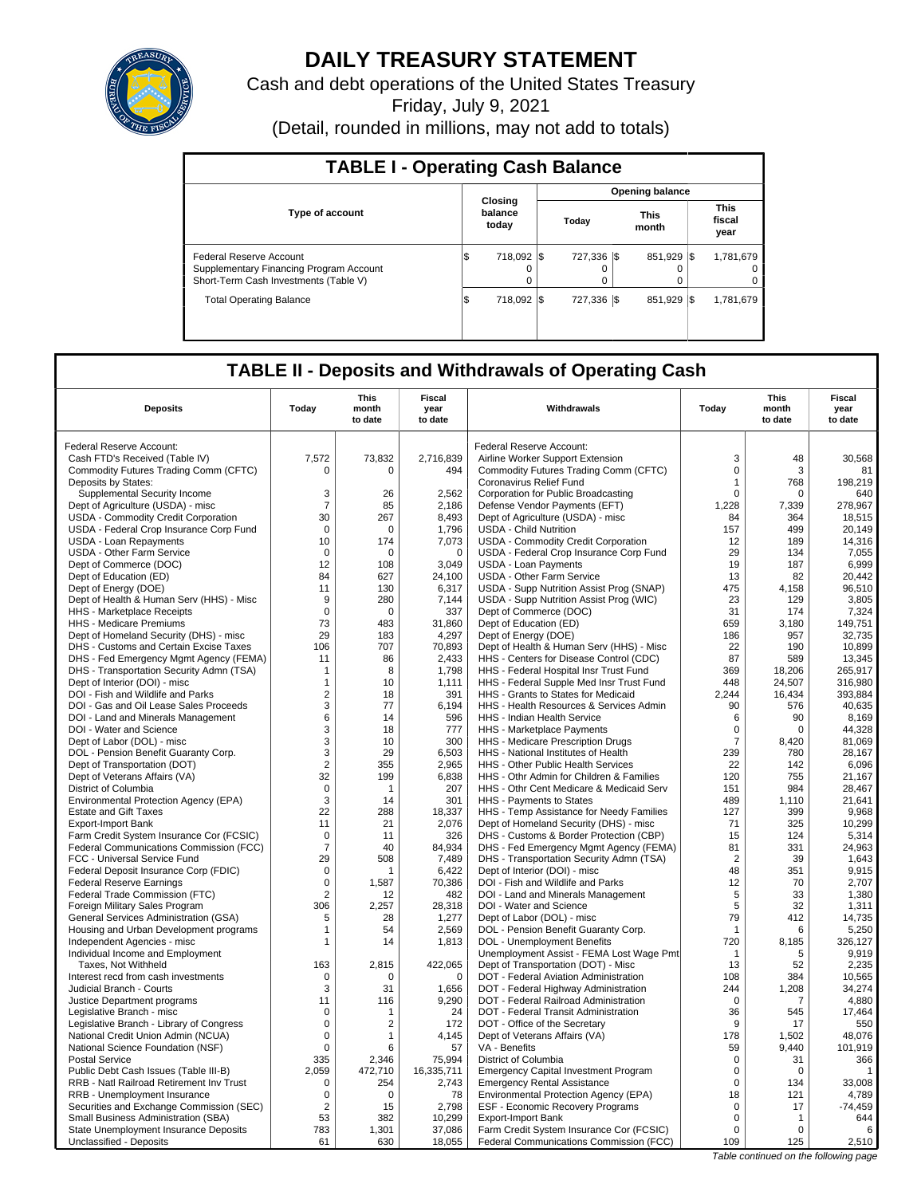# DAILY TREASURY STATEMENT

Cash and debt operations of the United States Treasury

Friday, July 9, 2021

(Detail, rounded in millions, may not add to totals)

## TABLE I - Operating Cash Balance

| Type of account | Closing balance today | Opening balance Today | Opening balance This month | Opening balance This fiscal year |
|---|---|---|---|---|
| Federal Reserve Account | $ 718,092 | $ 727,336 | $ 851,929 | $ 1,781,679 |
| Supplementary Financing Program Account | 0 | 0 | 0 | 0 |
| Short-Term Cash Investments (Table V) | 0 | 0 | 0 | 0 |
| Total Operating Balance | $ 718,092 | $ 727,336 | $ 851,929 | $ 1,781,679 |

## TABLE II - Deposits and Withdrawals of Operating Cash

| Deposits | Today | This month to date | Fiscal year to date | Withdrawals | Today | This month to date | Fiscal year to date |
|---|---|---|---|---|---|---|---|
| Federal Reserve Account: | | | | Federal Reserve Account: | | | |
| Cash FTD's Received (Table IV) | 7,572 | 73,832 | 2,716,839 | Airline Worker Support Extension | 3 | 48 | 30,568 |
| Commodity Futures Trading Comm (CFTC) | 0 | 0 | 494 | Commodity Futures Trading Comm (CFTC) | 0 | 3 | 81 |
| Deposits by States: | | | | Coronavirus Relief Fund | 1 | 768 | 198,219 |
| Supplemental Security Income | 3 | 26 | 2,562 | Corporation for Public Broadcasting | 0 | 0 | 640 |
| Dept of Agriculture (USDA) - misc | 7 | 85 | 2,186 | Defense Vendor Payments (EFT) | 1,228 | 7,339 | 278,967 |
| USDA - Commodity Credit Corporation | 30 | 267 | 8,493 | Dept of Agriculture (USDA) - misc | 84 | 364 | 18,515 |
| USDA - Federal Crop Insurance Corp Fund | 0 | 0 | 1,796 | USDA - Child Nutrition | 157 | 499 | 20,149 |
| USDA - Loan Repayments | 10 | 174 | 7,073 | USDA - Commodity Credit Corporation | 12 | 189 | 14,316 |
| USDA - Other Farm Service | 0 | 0 | 0 | USDA - Federal Crop Insurance Corp Fund | 29 | 134 | 7,055 |
| Dept of Commerce (DOC) | 12 | 108 | 3,049 | USDA - Loan Payments | 19 | 187 | 6,999 |
| Dept of Education (ED) | 84 | 627 | 24,100 | USDA - Other Farm Service | 13 | 82 | 20,442 |
| Dept of Energy (DOE) | 11 | 130 | 6,317 | USDA - Supp Nutrition Assist Prog (SNAP) | 475 | 4,158 | 96,510 |
| Dept of Health & Human Serv (HHS) - Misc | 9 | 280 | 7,144 | USDA - Supp Nutrition Assist Prog (WIC) | 23 | 129 | 3,805 |
| HHS - Marketplace Receipts | 0 | 0 | 337 | Dept of Commerce (DOC) | 31 | 174 | 7,324 |
| HHS - Medicare Premiums | 73 | 483 | 31,860 | Dept of Education (ED) | 659 | 3,180 | 149,751 |
| Dept of Homeland Security (DHS) - misc | 29 | 183 | 4,297 | Dept of Energy (DOE) | 186 | 957 | 32,735 |
| DHS - Customs and Certain Excise Taxes | 106 | 707 | 70,893 | Dept of Health & Human Serv (HHS) - Misc | 22 | 190 | 10,899 |
| DHS - Fed Emergency Mgmt Agency (FEMA) | 11 | 86 | 2,433 | HHS - Centers for Disease Control (CDC) | 87 | 589 | 13,345 |
| DHS - Transportation Security Admn (TSA) | 1 | 8 | 1,798 | HHS - Federal Hospital Insr Trust Fund | 369 | 18,206 | 265,917 |
| Dept of Interior (DOI) - misc | 1 | 10 | 1,111 | HHS - Federal Supple Med Insr Trust Fund | 448 | 24,507 | 316,980 |
| DOI - Fish and Wildlife and Parks | 2 | 18 | 391 | HHS - Grants to States for Medicaid | 2,244 | 16,434 | 393,884 |
| DOI - Gas and Oil Lease Sales Proceeds | 3 | 77 | 6,194 | HHS - Health Resources & Services Admin | 90 | 576 | 40,635 |
| DOI - Land and Minerals Management | 6 | 14 | 596 | HHS - Indian Health Service | 6 | 90 | 8,169 |
| DOI - Water and Science | 3 | 18 | 777 | HHS - Marketplace Payments | 0 | 0 | 44,328 |
| Dept of Labor (DOL) - misc | 3 | 10 | 300 | HHS - Medicare Prescription Drugs | 7 | 8,420 | 81,069 |
| DOL - Pension Benefit Guaranty Corp. | 3 | 29 | 6,503 | HHS - National Institutes of Health | 239 | 780 | 28,167 |
| Dept of Transportation (DOT) | 2 | 355 | 2,965 | HHS - Other Public Health Services | 22 | 142 | 6,096 |
| Dept of Veterans Affairs (VA) | 32 | 199 | 6,838 | HHS - Othr Admin for Children & Families | 120 | 755 | 21,167 |
| District of Columbia | 0 | 1 | 207 | HHS - Othr Cent Medicare & Medicaid Serv | 151 | 984 | 28,467 |
| Environmental Protection Agency (EPA) | 3 | 14 | 301 | HHS - Payments to States | 489 | 1,110 | 21,641 |
| Estate and Gift Taxes | 22 | 288 | 18,337 | HHS - Temp Assistance for Needy Families | 127 | 399 | 9,968 |
| Export-Import Bank | 11 | 21 | 2,076 | Dept of Homeland Security (DHS) - misc | 71 | 325 | 10,299 |
| Farm Credit System Insurance Cor (FCSIC) | 0 | 11 | 326 | DHS - Customs & Border Protection (CBP) | 15 | 124 | 5,314 |
| Federal Communications Commission (FCC) | 7 | 40 | 84,934 | DHS - Fed Emergency Mgmt Agency (FEMA) | 81 | 331 | 24,963 |
| FCC - Universal Service Fund | 29 | 508 | 7,489 | DHS - Transportation Security Admn (TSA) | 2 | 39 | 1,643 |
| Federal Deposit Insurance Corp (FDIC) | 0 | 1 | 6,422 | Dept of Interior (DOI) - misc | 48 | 351 | 9,915 |
| Federal Reserve Earnings | 0 | 1,587 | 70,386 | DOI - Fish and Wildlife and Parks | 12 | 70 | 2,707 |
| Federal Trade Commission (FTC) | 2 | 12 | 482 | DOI - Land and Minerals Management | 5 | 33 | 1,380 |
| Foreign Military Sales Program | 306 | 2,257 | 28,318 | DOI - Water and Science | 5 | 32 | 1,311 |
| General Services Administration (GSA) | 5 | 28 | 1,277 | Dept of Labor (DOL) - misc | 79 | 412 | 14,735 |
| Housing and Urban Development programs | 1 | 54 | 2,569 | DOL - Pension Benefit Guaranty Corp. | 1 | 6 | 5,250 |
| Independent Agencies - misc | 1 | 14 | 1,813 | DOL - Unemployment Benefits | 720 | 8,185 | 326,127 |
| Individual Income and Employment | | | | Unemployment Assist - FEMA Lost Wage Pmt | 1 | 5 | 9,919 |
| Taxes, Not Withheld | 163 | 2,815 | 422,065 | Dept of Transportation (DOT) - Misc | 13 | 52 | 2,235 |
| Interest recd from cash investments | 0 | 0 | 0 | DOT - Federal Aviation Administration | 108 | 384 | 10,565 |
| Judicial Branch - Courts | 3 | 31 | 1,656 | DOT - Federal Highway Administration | 244 | 1,208 | 34,274 |
| Justice Department programs | 11 | 116 | 9,290 | DOT - Federal Railroad Administration | 0 | 7 | 4,880 |
| Legislative Branch - misc | 0 | 1 | 24 | DOT - Federal Transit Administration | 36 | 545 | 17,464 |
| Legislative Branch - Library of Congress | 0 | 2 | 172 | DOT - Office of the Secretary | 9 | 17 | 550 |
| National Credit Union Admin (NCUA) | 0 | 1 | 4,145 | Dept of Veterans Affairs (VA) | 178 | 1,502 | 48,076 |
| National Science Foundation (NSF) | 0 | 6 | 57 | VA - Benefits | 59 | 9,440 | 101,919 |
| Postal Service | 335 | 2,346 | 75,994 | District of Columbia | 0 | 31 | 366 |
| Public Debt Cash Issues (Table III-B) | 2,059 | 472,710 | 16,335,711 | Emergency Capital Investment Program | 0 | 0 | 1 |
| RRB - Natl Railroad Retirement Inv Trust | 0 | 254 | 2,743 | Emergency Rental Assistance | 0 | 134 | 33,008 |
| RRB - Unemployment Insurance | 0 | 0 | 78 | Environmental Protection Agency (EPA) | 18 | 121 | 4,789 |
| Securities and Exchange Commission (SEC) | 2 | 15 | 2,798 | ESF - Economic Recovery Programs | 0 | 17 | -74,459 |
| Small Business Administration (SBA) | 53 | 382 | 10,299 | Export-Import Bank | 0 | 1 | 644 |
| State Unemployment Insurance Deposits | 783 | 1,301 | 37,086 | Farm Credit System Insur Cor (FCSIC) | 0 | 0 | 6 |
| Unclassified - Deposits | 61 | 630 | 18,055 | Federal Communications Commission (FCC) | 109 | 125 | 2,510 |

*Table continued on the following page*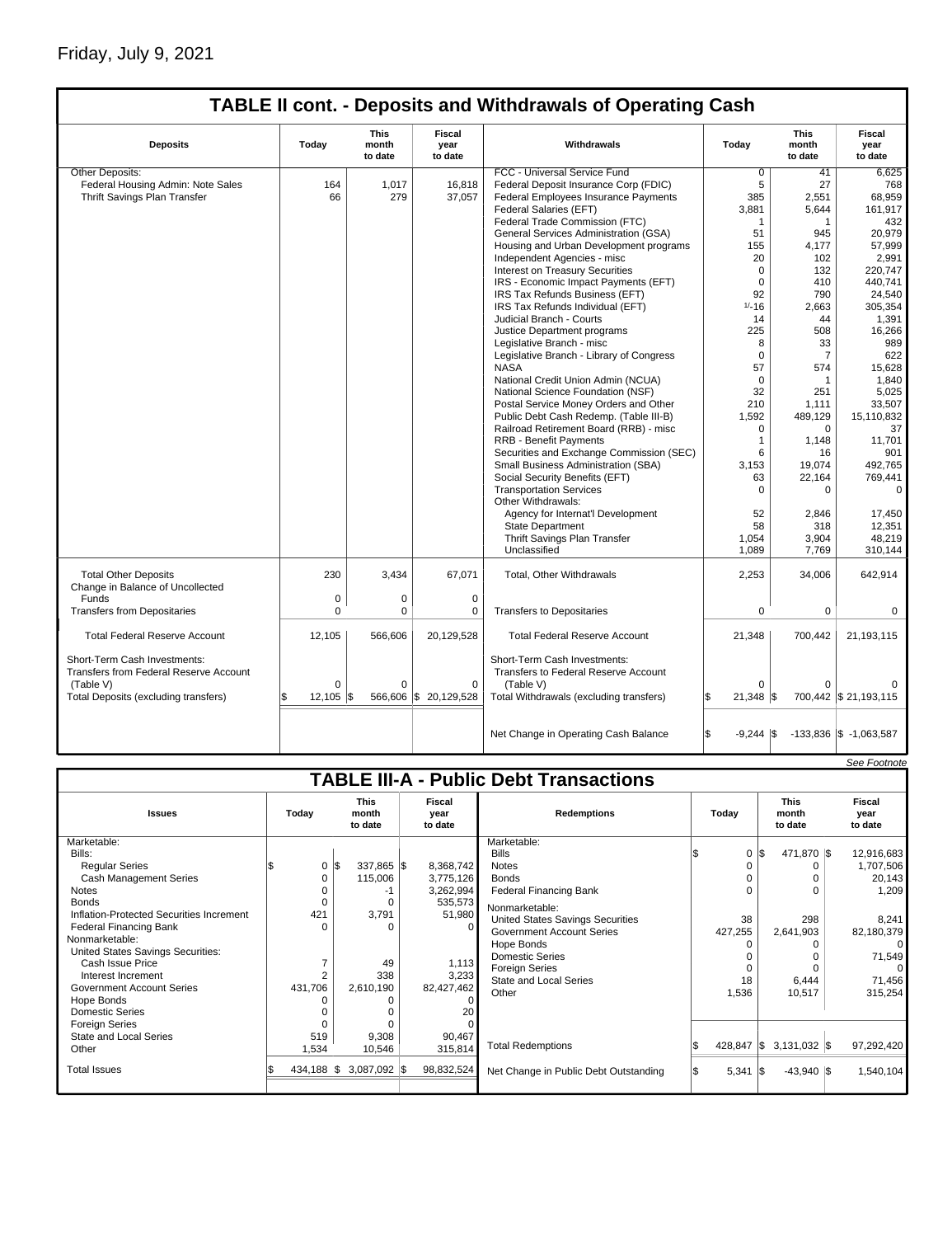Friday, July 9, 2021

## TABLE II cont. - Deposits and Withdrawals of Operating Cash

| Deposits | Today | This month to date | Fiscal year to date | Withdrawals | Today | This month to date | Fiscal year to date |
|---|---|---|---|---|---|---|---|
| Other Deposits: | | | | FCC - Universal Service Fund | 0 | 41 | 6,625 |
| Federal Housing Admin: Note Sales | 164 | 1,017 | 16,818 | Federal Deposit Insurance Corp (FDIC) | 5 | 27 | 768 |
| Thrift Savings Plan Transfer | 66 | 279 | 37,057 | Federal Employees Insurance Payments | 385 | 2,551 | 68,959 |
| | | | | Federal Salaries (EFT) | 3,881 | 5,644 | 161,917 |
| | | | | Federal Trade Commission (FTC) | 1 | 1 | 432 |
| | | | | General Services Administration (GSA) | 51 | 945 | 20,979 |
| | | | | Housing and Urban Development programs | 155 | 4,177 | 57,999 |
| | | | | Independent Agencies - misc | 20 | 102 | 2,991 |
| | | | | Interest on Treasury Securities | 0 | 132 | 220,747 |
| | | | | IRS - Economic Impact Payments (EFT) | 0 | 410 | 440,741 |
| | | | | IRS Tax Refunds Business (EFT) | 92 | 790 | 24,540 |
| | | | | IRS Tax Refunds Individual (EFT) | [1/]-16 | 2,663 | 305,354 |
| | | | | Judicial Branch - Courts | 14 | 44 | 1,391 |
| | | | | Justice Department programs | 225 | 508 | 16,266 |
| | | | | Legislative Branch - misc | 8 | 33 | 989 |
| | | | | Legislative Branch - Library of Congress | 0 | 7 | 622 |
| | | | | NASA | 57 | 574 | 15,628 |
| | | | | National Credit Union Admin (NCUA) | 0 | 1 | 1,840 |
| | | | | National Science Foundation (NSF) | 32 | 251 | 5,025 |
| | | | | Postal Service Money Orders and Other | 210 | 1,111 | 33,507 |
| | | | | Public Debt Cash Redemp. (Table III-B) | 1,592 | 489,129 | 15,110,832 |
| | | | | Railroad Retirement Board (RRB) - misc | 0 | 0 | 37 |
| | | | | RRB - Benefit Payments | 1 | 1,148 | 11,701 |
| | | | | Securities and Exchange Commission (SEC) | 6 | 16 | 901 |
| | | | | Small Business Administration (SBA) | 3,153 | 19,074 | 492,765 |
| | | | | Social Security Benefits (EFT) | 63 | 22,164 | 769,441 |
| | | | | Transportation Services | 0 | 0 | 0 |
| | | | | Other Withdrawals: | | | |
| | | | | Agency for Internat'l Development | 52 | 2,846 | 17,450 |
| | | | | State Department | 58 | 318 | 12,351 |
| | | | | Thrift Savings Plan Transfer | 1,054 | 3,904 | 48,219 |
| | | | | Unclassified | 1,089 | 7,769 | 310,144 |
| Total Other Deposits | 230 | 3,434 | 67,071 | Total, Other Withdrawals | 2,253 | 34,006 | 642,914 |
| Change in Balance of Uncollected Funds | 0 | 0 | 0 | | | | |
| Transfers from Depositaries | 0 | 0 | 0 | Transfers to Depositaries | 0 | 0 | 0 |
| Total Federal Reserve Account | 12,105 | 566,606 | 20,129,528 | Total Federal Reserve Account | 21,348 | 700,442 | 21,193,115 |
| Short-Term Cash Investments: Transfers from Federal Reserve Account (Table V) | 0 | 0 | 0 | Short-Term Cash Investments: Transfers to Federal Reserve Account (Table V) | 0 | 0 | 0 |
| Total Deposits (excluding transfers) | $ 12,105 | $ 566,606 | $ 20,129,528 | Total Withdrawals (excluding transfers) | $ 21,348 | $ 700,442 | $ 21,193,115 |
| | | | | Net Change in Operating Cash Balance | $ -9,244 | $ -133,836 | $ -1,063,587 |

*See Footnote*

## TABLE III-A - Public Debt Transactions

| Issues | Today | This month to date | Fiscal year to date | Redemptions | Today | This month to date | Fiscal year to date |
|---|---|---|---|---|---|---|---|
| Marketable: | | | | Marketable: | | | |
| Bills: | | | | Bills | $ 0 | $ 471,870 | $ 12,916,683 |
| Regular Series | $ 0 | $ 337,865 | $ 8,368,742 | Notes | 0 | 0 | 1,707,506 |
| Cash Management Series | 0 | 115,006 | 3,775,126 | Bonds | 0 | 0 | 20,143 |
| Notes | 0 | -1 | 3,262,994 | Federal Financing Bank | 0 | 0 | 1,209 |
| Bonds | 0 | 0 | 535,573 | Nonmarketable: | | | |
| Inflation-Protected Securities Increment | 421 | 3,791 | 51,980 | United States Savings Securities | 38 | 298 | 8,241 |
| Federal Financing Bank | 0 | 0 | 0 | Government Account Series | 427,255 | 2,641,903 | 82,180,379 |
| Nonmarketable: | | | | Hope Bonds | 0 | 0 | 0 |
| United States Savings Securities: | | | | Domestic Series | 0 | 0 | 71,549 |
| Cash Issue Price | 7 | 49 | 1,113 | Foreign Series | 0 | 0 | 0 |
| Interest Increment | 2 | 338 | 3,233 | State and Local Series | 18 | 6,444 | 71,456 |
| Government Account Series | 431,706 | 2,610,190 | 82,427,462 | Other | 1,536 | 10,517 | 315,254 |
| Hope Bonds | 0 | 0 | 0 | | | | |
| Domestic Series | 0 | 0 | 20 | | | | |
| Foreign Series | 0 | 0 | 0 | | | | |
| State and Local Series | 519 | 9,308 | 90,467 | | | | |
| Other | 1,534 | 10,546 | 315,814 | Total Redemptions | $ 428,847 | $ 3,131,032 | $ 97,292,420 |
| Total Issues | $ 434,188 | $ 3,087,092 | $ 98,832,524 | Net Change in Public Debt Outstanding | $ 5,341 | $ -43,940 | $ 1,540,104 |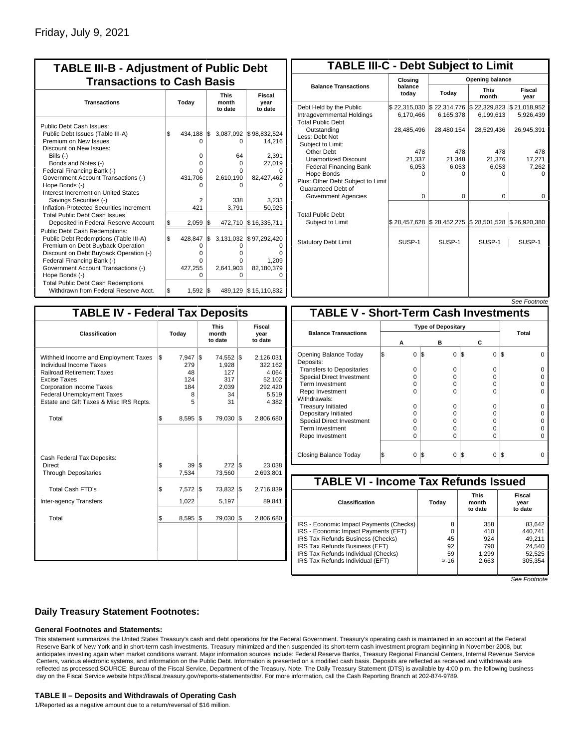Friday, July 9, 2021

## TABLE III-B - Adjustment of Public Debt Transactions to Cash Basis

| Transactions | Today | This month to date | Fiscal year to date |
|---|---|---|---|
| Public Debt Cash Issues: | | | |
| Public Debt Issues (Table III-A) | $ 434,188 | $ 3,087,092 | $ 98,832,524 |
| Premium on New Issues | 0 | 0 | 14,216 |
| Discount on New Issues: | | | |
| Bills (-) | 0 | 64 | 2,391 |
| Bonds and Notes (-) | 0 | 0 | 27,019 |
| Federal Financing Bank (-) | 0 | 0 | 0 |
| Government Account Transactions (-) | 431,706 | 2,610,190 | 82,427,462 |
| Hope Bonds (-) | 0 | 0 | 0 |
| Interest Increment on United States Savings Securities (-) | 2 | 338 | 3,233 |
| Inflation-Protected Securities Increment | 421 | 3,791 | 50,925 |
| Total Public Debt Cash Issues Deposited in Federal Reserve Account | $ 2,059 | $ 472,710 | $ 16,335,711 |
| Public Debt Cash Redemptions: | | | |
| Public Debt Redemptions (Table III-A) | $ 428,847 | $ 3,131,032 | $ 97,292,420 |
| Premium on Debt Buyback Operation | 0 | 0 | 0 |
| Discount on Debt Buyback Operation (-) | 0 | 0 | 0 |
| Federal Financing Bank (-) | 0 | 0 | 1,209 |
| Government Account Transactions (-) | 427,255 | 2,641,903 | 82,180,379 |
| Hope Bonds (-) | 0 | 0 | 0 |
| Total Public Debt Cash Redemptions Withdrawn from Federal Reserve Acct. | $ 1,592 | $ 489,129 | $ 15,110,832 |

## TABLE III-C - Debt Subject to Limit

| Balance Transactions | Closing balance today | Opening balance Today | Opening balance This month | Opening balance Fiscal year |
|---|---|---|---|---|
| Debt Held by the Public | $ 22,315,030 | $ 22,314,776 | $ 22,329,823 | $ 21,018,952 |
| Intragovernmental Holdings | 6,170,466 | 6,165,378 | 6,199,613 | 5,926,439 |
| Total Public Debt Outstanding | 28,485,496 | 28,480,154 | 28,529,436 | 26,945,391 |
| Less: Debt Not Subject to Limit: | | | | |
| Other Debt | 478 | 478 | 478 | 478 |
| Unamortized Discount | 21,337 | 21,348 | 21,376 | 17,271 |
| Federal Financing Bank | 6,053 | 6,053 | 6,053 | 7,262 |
| Hope Bonds | 0 | 0 | 0 | 0 |
| Plus: Other Debt Subject to Limit Guaranteed Debt of Government Agencies | 0 | 0 | 0 | 0 |
| Total Public Debt Subject to Limit | $ 28,457,628 | $ 28,452,275 | $ 28,501,528 | $ 26,920,380 |
| Statutory Debt Limit | SUSP-1 | SUSP-1 | SUSP-1 | SUSP-1 |

*See Footnote*

## TABLE IV - Federal Tax Deposits

| Classification | Today | This month to date | Fiscal year to date |
|---|---|---|---|
| Withheld Income and Employment Taxes | $ 7,947 | $ 74,552 | $ 2,126,031 |
| Individual Income Taxes | 279 | 1,928 | 322,162 |
| Railroad Retirement Taxes | 48 | 127 | 4,064 |
| Excise Taxes | 124 | 317 | 52,102 |
| Corporation Income Taxes | 184 | 2,039 | 292,420 |
| Federal Unemployment Taxes | 8 | 34 | 5,519 |
| Estate and Gift Taxes & Misc IRS Rcpts. | 5 | 31 | 4,382 |
| Total | $ 8,595 | $ 79,030 | $ 2,806,680 |
| Cash Federal Tax Deposits: | | | |
| Direct | $ 39 | $ 272 | $ 23,038 |
| Through Depositaries | 7,534 | 73,560 | 2,693,801 |
| Total Cash FTD's | $ 7,572 | $ 73,832 | $ 2,716,839 |
| Inter-agency Transfers | 1,022 | 5,197 | 89,841 |
| Total | $ 8,595 | $ 79,030 | $ 2,806,680 |

## TABLE V - Short-Term Cash Investments

| Balance Transactions | Type of Depositary A | B | C | Total |
|---|---|---|---|---|
| Opening Balance Today | $ 0 | $ 0 | $ 0 | $ 0 |
| Deposits: | | | | |
| Transfers to Depositaries | 0 | 0 | 0 | 0 |
| Special Direct Investment | 0 | 0 | 0 | 0 |
| Term Investment | 0 | 0 | 0 | 0 |
| Repo Investment | 0 | 0 | 0 | 0 |
| Withdrawals: | | | | |
| Treasury Initiated | 0 | 0 | 0 | 0 |
| Depositary Initiated | 0 | 0 | 0 | 0 |
| Special Direct Investment | 0 | 0 | 0 | 0 |
| Term Investment | 0 | 0 | 0 | 0 |
| Repo Investment | 0 | 0 | 0 | 0 |
| Closing Balance Today | $ 0 | $ 0 | $ 0 | $ 0 |

## TABLE VI - Income Tax Refunds Issued

| Classification | Today | This month to date | Fiscal year to date |
|---|---|---|---|
| IRS - Economic Impact Payments (Checks) | 8 | 358 | 83,642 |
| IRS - Economic Impact Payments (EFT) | 0 | 410 | 440,741 |
| IRS Tax Refunds Business (Checks) | 45 | 924 | 49,211 |
| IRS Tax Refunds Business (EFT) | 92 | 790 | 24,540 |
| IRS Tax Refunds Individual (Checks) | 59 | 1,299 | 52,525 |
| IRS Tax Refunds Individual (EFT) | 1/-16 | 2,663 | 305,354 |

*See Footnote*

### Daily Treasury Statement Footnotes:

#### General Footnotes and Statements:

This statement summarizes the United States Treasury's cash and debt operations for the Federal Government. Treasury's operating cash is maintained in an account at the Federal Reserve Bank of New York and in short-term cash investments. Treasury minimized and then suspended its short-term cash investment program beginning in November 2008, but anticipates investing again when market conditions warrant. Major information sources include: Federal Reserve Banks, Treasury Regional Financial Centers, Internal Revenue Service Centers, various electronic systems, and information on the Public Debt. Information is presented on a modified cash basis. Deposits are reflected as received and withdrawals are reflected as processed.SOURCE: Bureau of the Fiscal Service, Department of the Treasury. Note: The Daily Treasury Statement (DTS) is available by 4:00 p.m. the following business day on the Fiscal Service website https://fiscal.treasury.gov/reports-statements/dts/. For more information, call the Cash Reporting Branch at 202-874-9789.

#### TABLE II – Deposits and Withdrawals of Operating Cash

1/Reported as a negative amount due to a return/reversal of $16 million.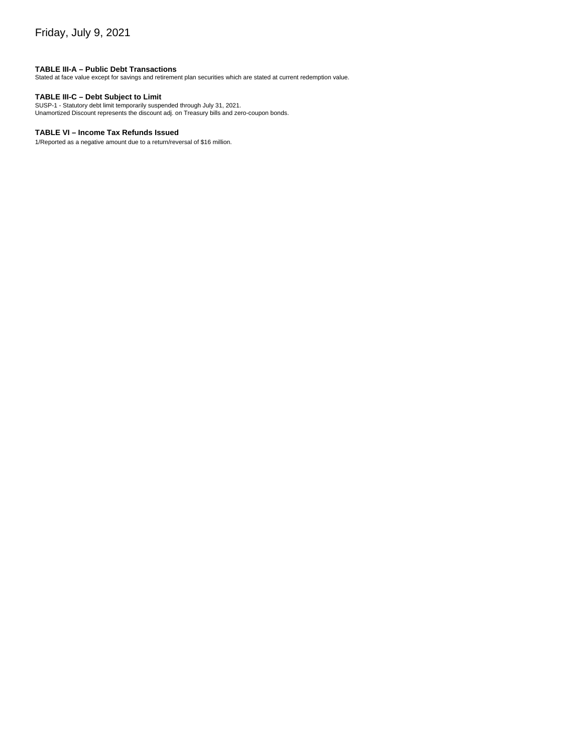Friday, July 9, 2021

**TABLE III-A – Public Debt Transactions**

Stated at face value except for savings and retirement plan securities which are stated at current redemption value.

**TABLE III-C – Debt Subject to Limit**

SUSP-1 - Statutory debt limit temporarily suspended through July 31, 2021.
Unamortized Discount represents the discount adj. on Treasury bills and zero-coupon bonds.

**TABLE VI – Income Tax Refunds Issued**

1/Reported as a negative amount due to a return/reversal of $16 million.